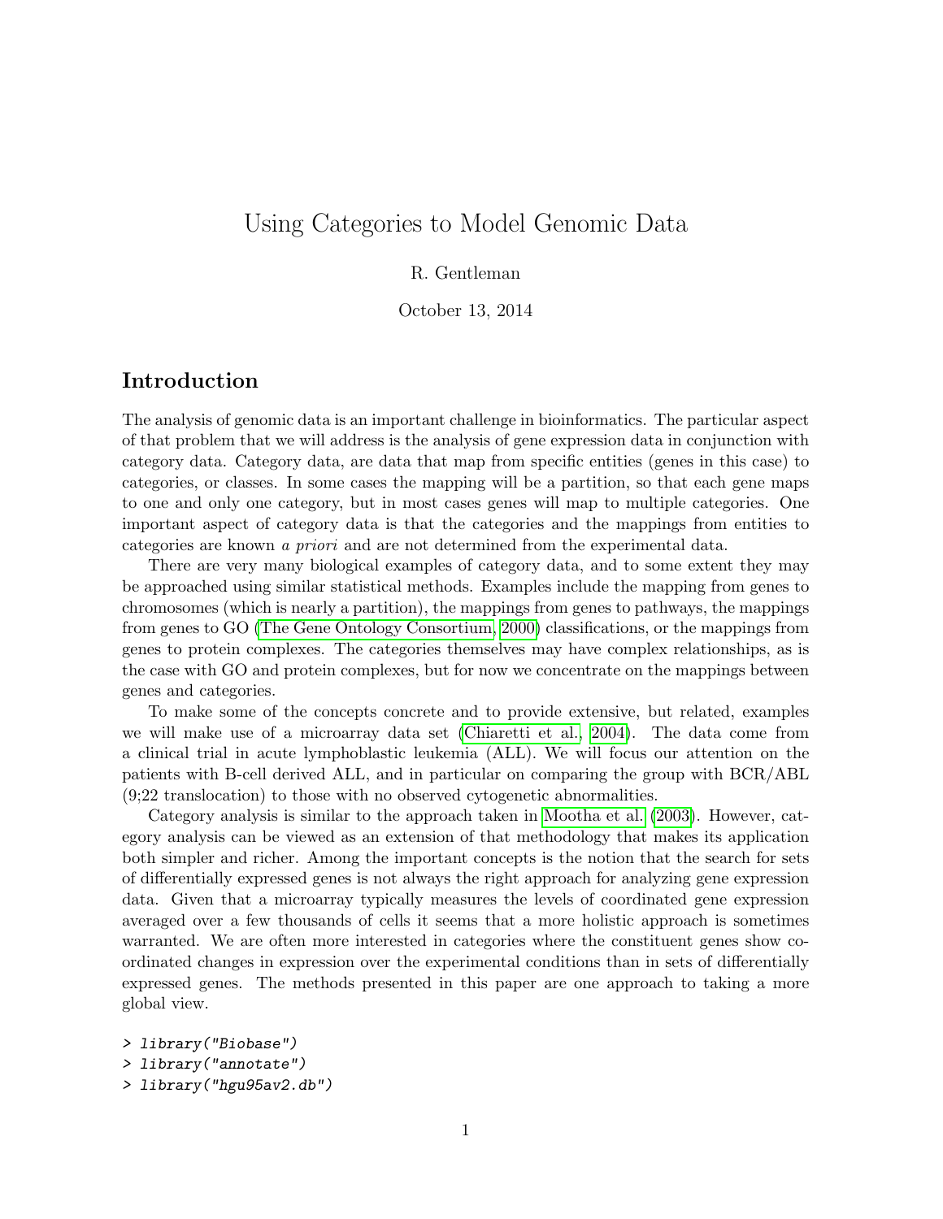# Using Categories to Model Genomic Data

R. Gentleman

October 13, 2014

## Introduction

The analysis of genomic data is an important challenge in bioinformatics. The particular aspect of that problem that we will address is the analysis of gene expression data in conjunction with category data. Category data, are data that map from specific entities (genes in this case) to categories, or classes. In some cases the mapping will be a partition, so that each gene maps to one and only one category, but in most cases genes will map to multiple categories. One important aspect of category data is that the categories and the mappings from entities to categories are known *a priori* and are not determined from the experimental data.

There are very many biological examples of category data, and to some extent they may be approached using similar statistical methods. Examples include the mapping from genes to chromosomes (which is nearly a partition), the mappings from genes to pathways, the mappings from genes to GO (The Gene Ontology Consortium, 2000) classifications, or the mappings from genes to protein complexes. The categories themselves may have complex relationships, as is the case with GO and protein complexes, but for now we concentrate on the mappings between genes and categories.

To make some of the concepts concrete and to provide extensive, but related, examples we will make use of a microarray data set (Chiaretti et al., 2004). The data come from a clinical trial in acute lymphoblastic leukemia (ALL). We will focus our attention on the patients with B-cell derived ALL, and in particular on comparing the group with BCR/ABL (9;22 translocation) to those with no observed cytogenetic abnormalities.

Category analysis is similar to the approach taken in Mootha et al. (2003). However, category analysis can be viewed as an extension of that methodology that makes its application both simpler and richer. Among the important concepts is the notion that the search for sets of differentially expressed genes is not always the right approach for analyzing gene expression data. Given that a microarray typically measures the levels of coordinated gene expression averaged over a few thousands of cells it seems that a more holistic approach is sometimes warranted. We are often more interested in categories where the constituent genes show coordinated changes in expression over the experimental conditions than in sets of differentially expressed genes. The methods presented in this paper are one approach to taking a more global view.

```
> library("Biobase")
> library("annotate")
> library("hgu95av2.db")
```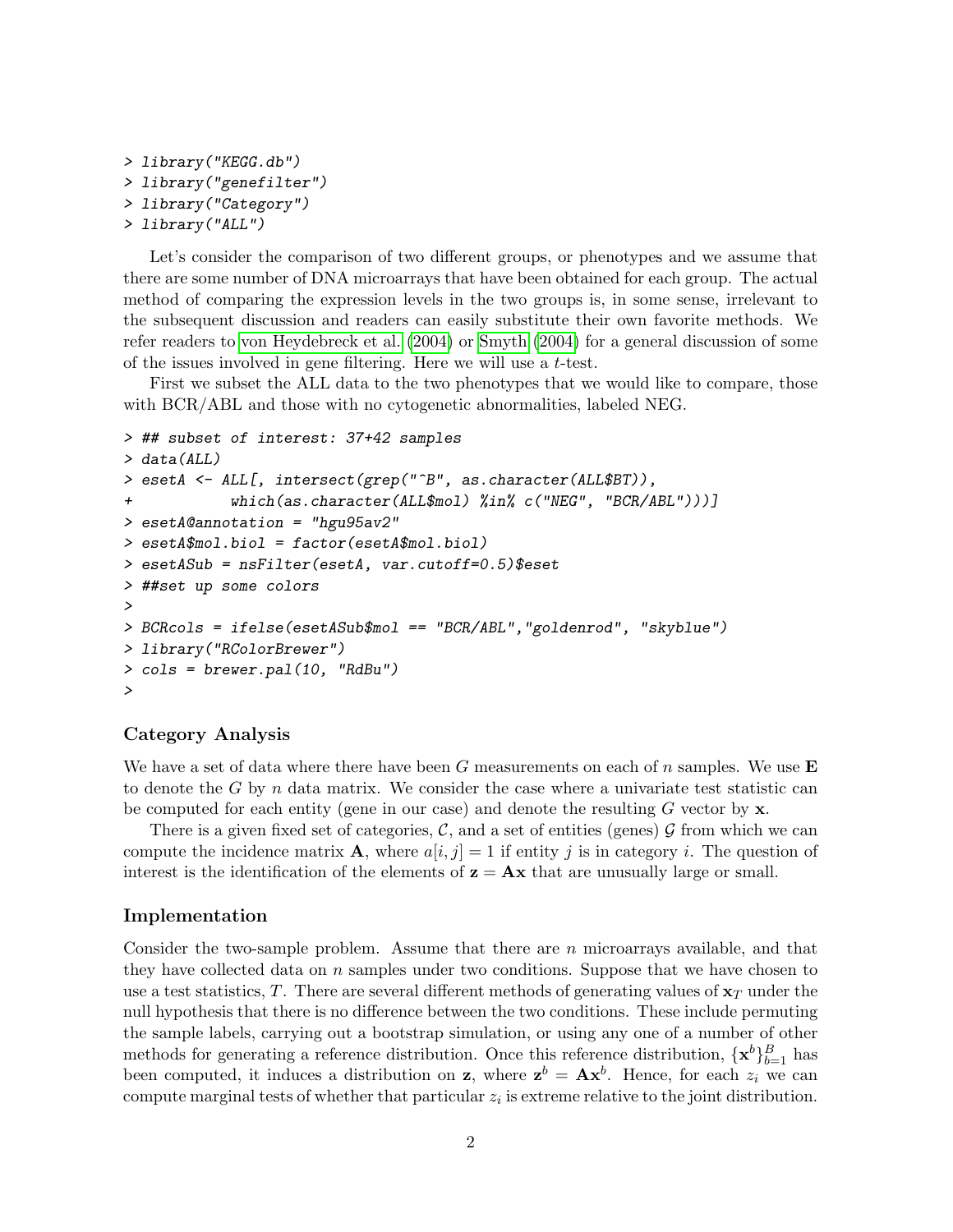```
> library("KEGG.db")
> library("genefilter")
> library("Category")
> library("ALL")
```

Let's consider the comparison of two different groups, or phenotypes and we assume that there are some number of DNA microarrays that have been obtained for each group. The actual method of comparing the expression levels in the two groups is, in some sense, irrelevant to the subsequent discussion and readers can easily substitute their own favorite methods. We refer readers to von Heydebreck et al. (2004) or Smyth (2004) for a general discussion of some of the issues involved in gene filtering. Here we will use a $t$-test.

First we subset the ALL data to the two phenotypes that we would like to compare, those with BCR/ABL and those with no cytogenetic abnormalities, labeled NEG.

```
> ## subset of interest: 37+42 samples
> data(ALL)
> esetA <- ALL[, intersect(grep("^B", as.character(ALL$BT)),
+            which(as.character(ALL$mol) %in% c("NEG", "BCR/ABL")))]
> esetA@annotation = "hgu95av2"
> esetA$mol.biol = factor(esetA$mol.biol)
> esetASub = nsFilter(esetA, var.cutoff=0.5)$eset
> ##set up some colors
>
> BCRcols = ifelse(esetASub$mol == "BCR/ABL","goldenrod", "skyblue")
> library("RColorBrewer")
> cols = brewer.pal(10, "RdBu")
>
```

### Category Analysis

We have a set of data where there have been $G$ measurements on each of $n$ samples. We use $\mathbf{E}$ to denote the $G$ by $n$ data matrix. We consider the case where a univariate test statistic can be computed for each entity (gene in our case) and denote the resulting $G$ vector by $\mathbf{x}$.

There is a given fixed set of categories, $\mathcal{C}$, and a set of entities (genes) $\mathcal{G}$ from which we can compute the incidence matrix $\mathbf{A}$, where $a[i, j] = 1$ if entity $j$ is in category $i$. The question of interest is the identification of the elements of $\mathbf{z} = \mathbf{A}\mathbf{x}$ that are unusually large or small.

### Implementation

Consider the two-sample problem. Assume that there are $n$ microarrays available, and that they have collected data on $n$ samples under two conditions. Suppose that we have chosen to use a test statistics, $T$. There are several different methods of generating values of $\mathbf{x}_T$ under the null hypothesis that there is no difference between the two conditions. These include permuting the sample labels, carrying out a bootstrap simulation, or using any one of a number of other methods for generating a reference distribution. Once this reference distribution, $\{\mathbf{x}^b\}_{b=1}^B$ has been computed, it induces a distribution on $\mathbf{z}$, where $\mathbf{z}^b = \mathbf{A}\mathbf{x}^b$. Hence, for each $z_i$ we can compute marginal tests of whether that particular $z_i$ is extreme relative to the joint distribution.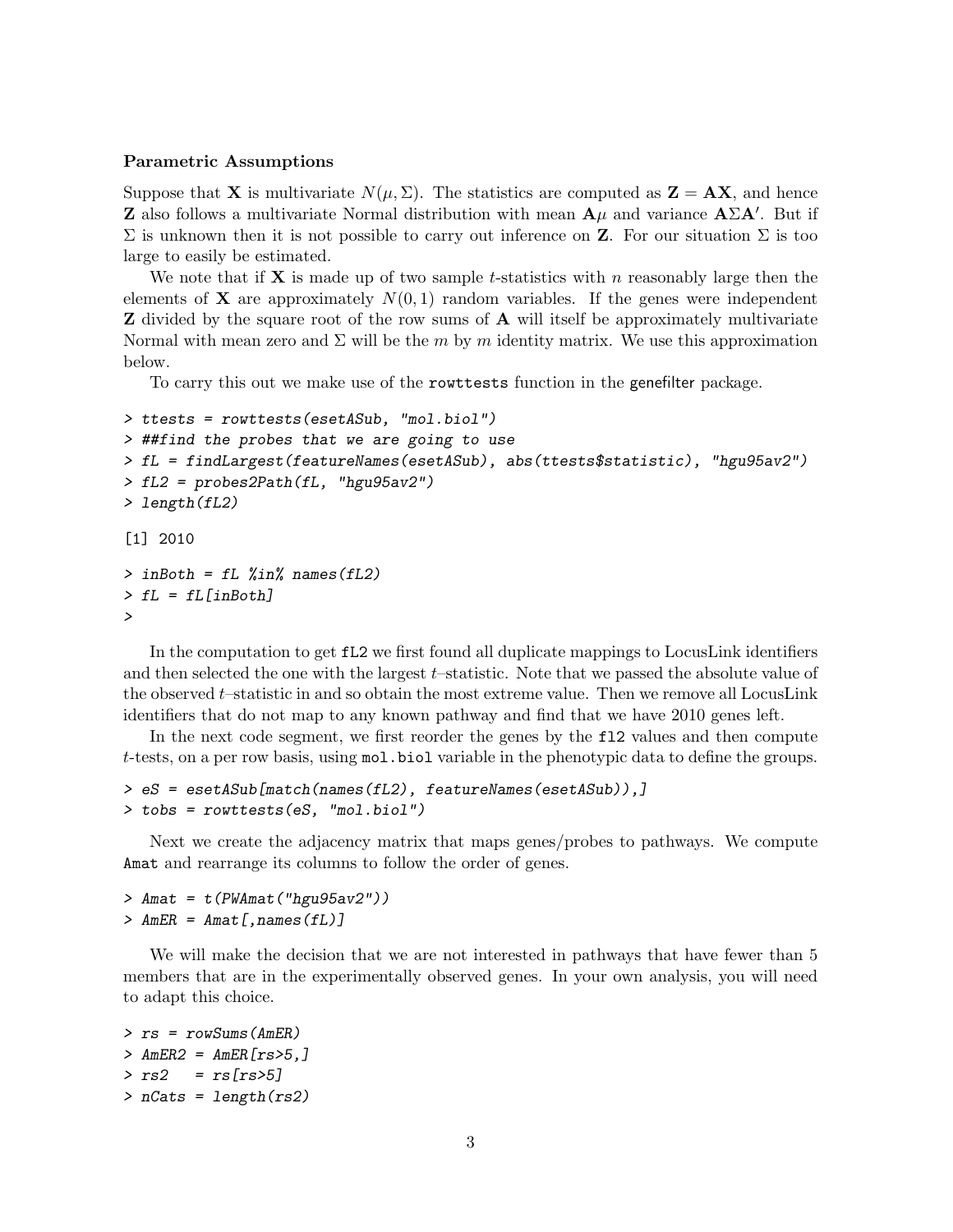### Parametric Assumptions

Suppose that $\mathbf{X}$ is multivariate $N(\mu, \Sigma)$. The statistics are computed as $\mathbf{Z} = \mathbf{A}\mathbf{X}$, and hence $\mathbf{Z}$ also follows a multivariate Normal distribution with mean $\mathbf{A}\mu$ and variance $\mathbf{A}\Sigma\mathbf{A}'$. But if $\Sigma$ is unknown then it is not possible to carry out inference on $\mathbf{Z}$. For our situation $\Sigma$ is too large to easily be estimated.

We note that if $\mathbf{X}$ is made up of two sample $t$-statistics with $n$ reasonably large then the elements of $\mathbf{X}$ are approximately $N(0, 1)$ random variables. If the genes were independent $\mathbf{Z}$ divided by the square root of the row sums of $\mathbf{A}$ will itself be approximately multivariate Normal with mean zero and $\Sigma$ will be the $m$ by $m$ identity matrix. We use this approximation below.

To carry this out we make use of the `rowttests` function in the genefilter package.

```
> ttests = rowttests(esetASub, "mol.biol")
> ##find the probes that we are going to use
> fL = findLargest(featureNames(esetASub), abs(ttests$statistic), "hgu95av2")
> fL2 = probes2Path(fL, "hgu95av2")
> length(fL2)

[1] 2010

> inBoth = fL %in% names(fL2)
> fL = fL[inBoth]
>
```

In the computation to get `fL2` we first found all duplicate mappings to LocusLink identifiers and then selected the one with the largest $t$–statistic. Note that we passed the absolute value of the observed $t$–statistic in and so obtain the most extreme value. Then we remove all LocusLink identifiers that do not map to any known pathway and find that we have 2010 genes left.

In the next code segment, we first reorder the genes by the `fl2` values and then compute $t$-tests, on a per row basis, using `mol.biol` variable in the phenotypic data to define the groups.

```
> eS = esetASub[match(names(fL2), featureNames(esetASub)),]
> tobs = rowttests(eS, "mol.biol")
```

Next we create the adjacency matrix that maps genes/probes to pathways. We compute `Amat` and rearrange its columns to follow the order of genes.

```
> Amat = t(PWAmat("hgu95av2"))
> AmER = Amat[,names(fL)]
```

We will make the decision that we are not interested in pathways that have fewer than 5 members that are in the experimentally observed genes. In your own analysis, you will need to adapt this choice.

```
> rs = rowSums(AmER)
> AmER2 = AmER[rs>5,]
> rs2   = rs[rs>5]
> nCats = length(rs2)
```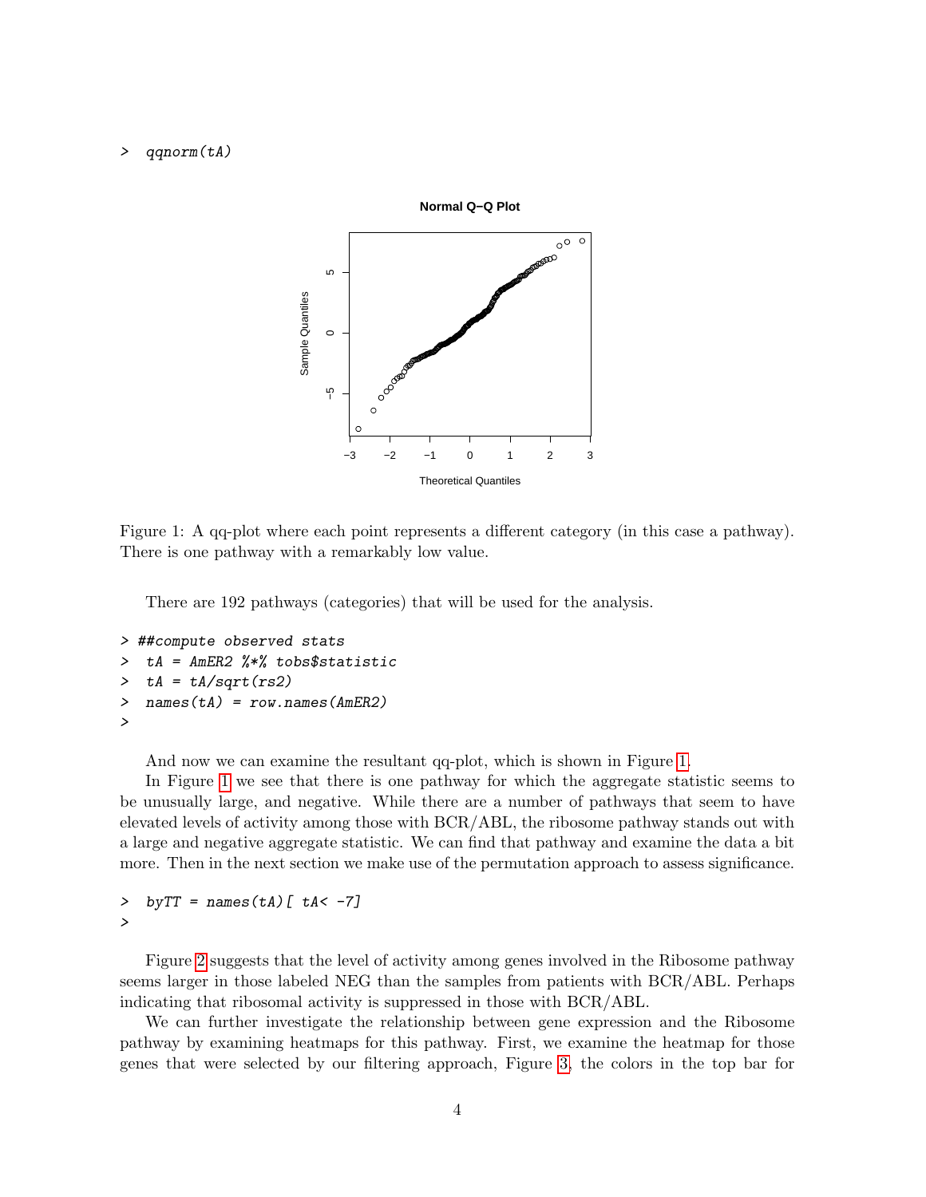```
>  qqnorm(tA)
```

Figure 1: A qq-plot where each point represents a different category (in this case a pathway). There is one pathway with a remarkably low value.

There are 192 pathways (categories) that will be used for the analysis.

```
> ##compute observed stats
>  tA = AmER2 %*% tobs$statistic
>  tA = tA/sqrt(rs2)
>  names(tA) = row.names(AmER2)
>
```

And now we can examine the resultant qq-plot, which is shown in Figure 1.

In Figure 1 we see that there is one pathway for which the aggregate statistic seems to be unusually large, and negative. While there are a number of pathways that seem to have elevated levels of activity among those with BCR/ABL, the ribosome pathway stands out with a large and negative aggregate statistic. We can find that pathway and examine the data a bit more. Then in the next section we make use of the permutation approach to assess significance.

```
>  byTT = names(tA)[ tA< -7]
>
```

Figure 2 suggests that the level of activity among genes involved in the Ribosome pathway seems larger in those labeled NEG than the samples from patients with BCR/ABL. Perhaps indicating that ribosomal activity is suppressed in those with BCR/ABL.

We can further investigate the relationship between gene expression and the Ribosome pathway by examining heatmaps for this pathway. First, we examine the heatmap for those genes that were selected by our filtering approach, Figure 3, the colors in the top bar for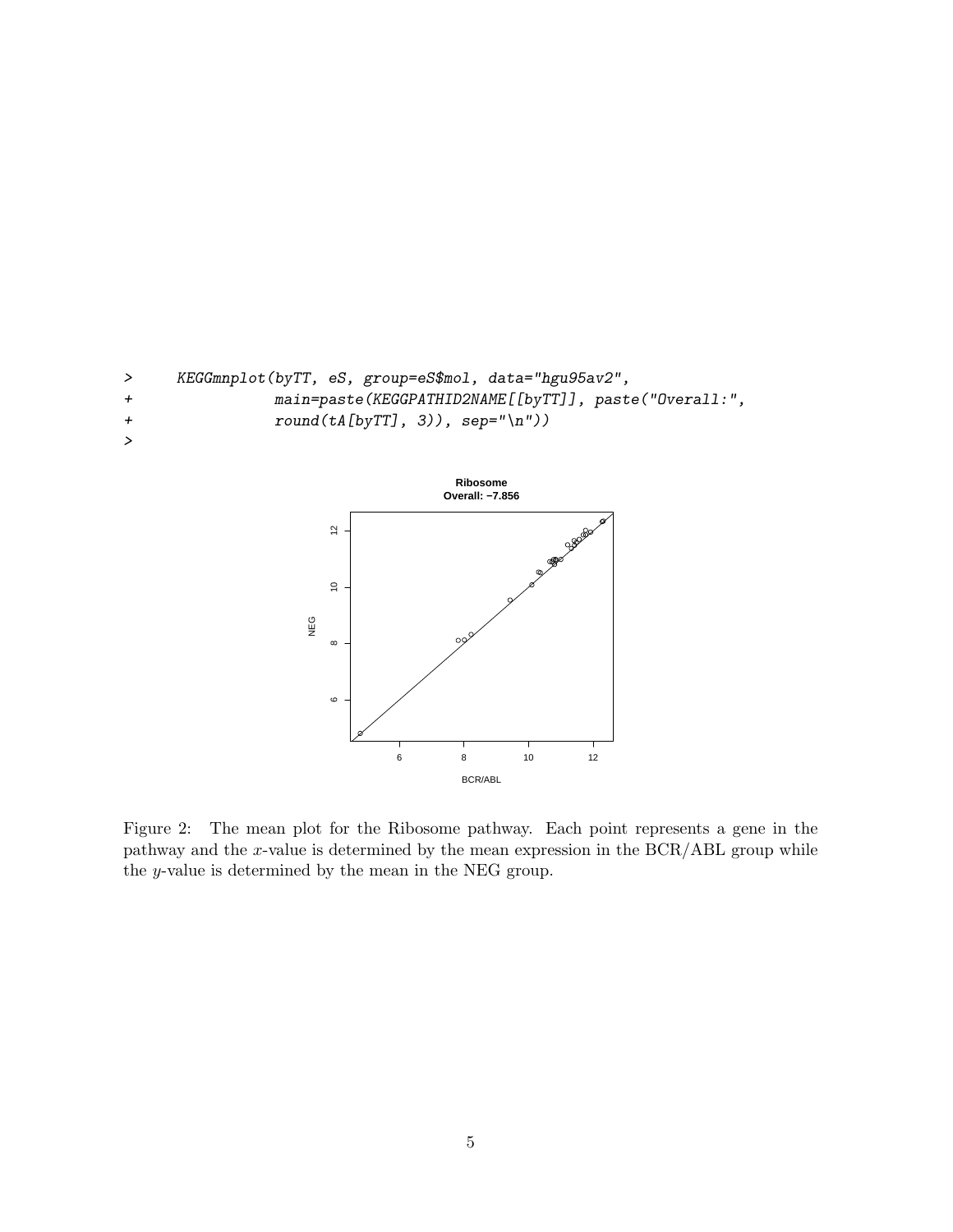```
>     KEGGmnplot(byTT, eS, group=eS$mol, data="hgu95av2",
+                main=paste(KEGGPATHID2NAME[[byTT]], paste("Overall:",
+                round(tA[byTT], 3)), sep="\n"))
>
```

Figure 2: The mean plot for the Ribosome pathway. Each point represents a gene in the pathway and the $x$-value is determined by the mean expression in the BCR/ABL group while the $y$-value is determined by the mean in the NEG group.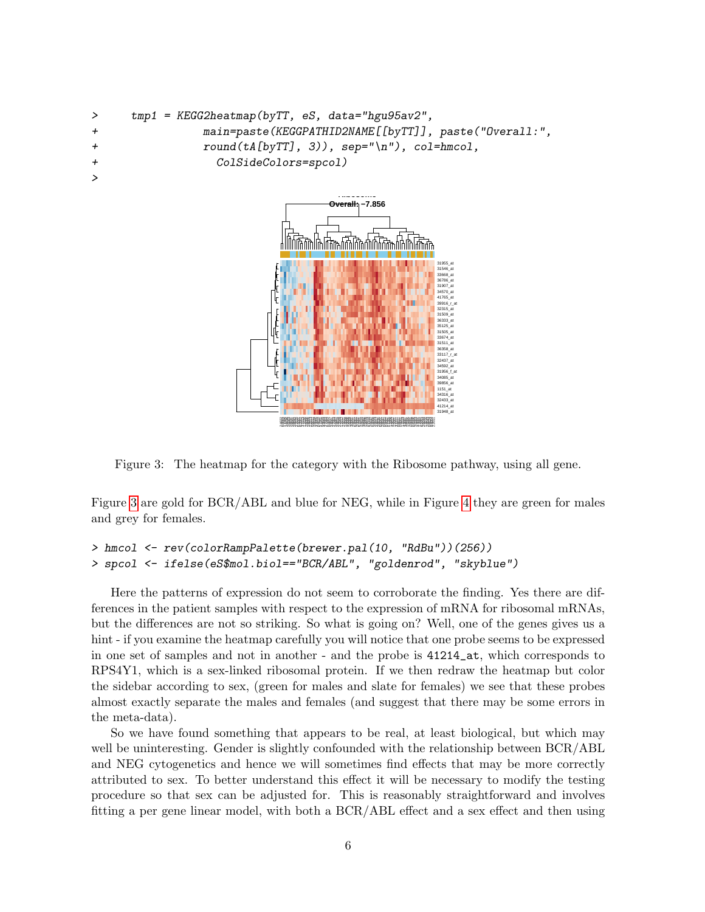```
>     tmp1 = KEGG2heatmap(byTT, eS, data="hgu95av2",
+               main=paste(KEGGPATHID2NAME[[byTT]], paste("Overall:",
+               round(tA[byTT], 3)), sep="\n"), col=hmcol,
+                 ColSideColors=spcol)
>
```

Figure 3: The heatmap for the category with the Ribosome pathway, using all gene.

Figure 3 are gold for BCR/ABL and blue for NEG, while in Figure 4 they are green for males and grey for females.

```
> hmcol <- rev(colorRampPalette(brewer.pal(10, "RdBu"))(256))
> spcol <- ifelse(eS$mol.biol=="BCR/ABL", "goldenrod", "skyblue")
```

Here the patterns of expression do not seem to corroborate the finding. Yes there are differences in the patient samples with respect to the expression of mRNA for ribosomal mRNAs, but the differences are not so striking. So what is going on? Well, one of the genes gives us a hint - if you examine the heatmap carefully you will notice that one probe seems to be expressed in one set of samples and not in another - and the probe is `41214_at`, which corresponds to RPS4Y1, which is a sex-linked ribosomal protein. If we then redraw the heatmap but color the sidebar according to sex, (green for males and slate for females) we see that these probes almost exactly separate the males and females (and suggest that there may be some errors in the meta-data).

So we have found something that appears to be real, at least biological, but which may well be uninteresting. Gender is slightly confounded with the relationship between BCR/ABL and NEG cytogenetics and hence we will sometimes find effects that may be more correctly attributed to sex. To better understand this effect it will be necessary to modify the testing procedure so that sex can be adjusted for. This is reasonably straightforward and involves fitting a per gene linear model, with both a BCR/ABL effect and a sex effect and then using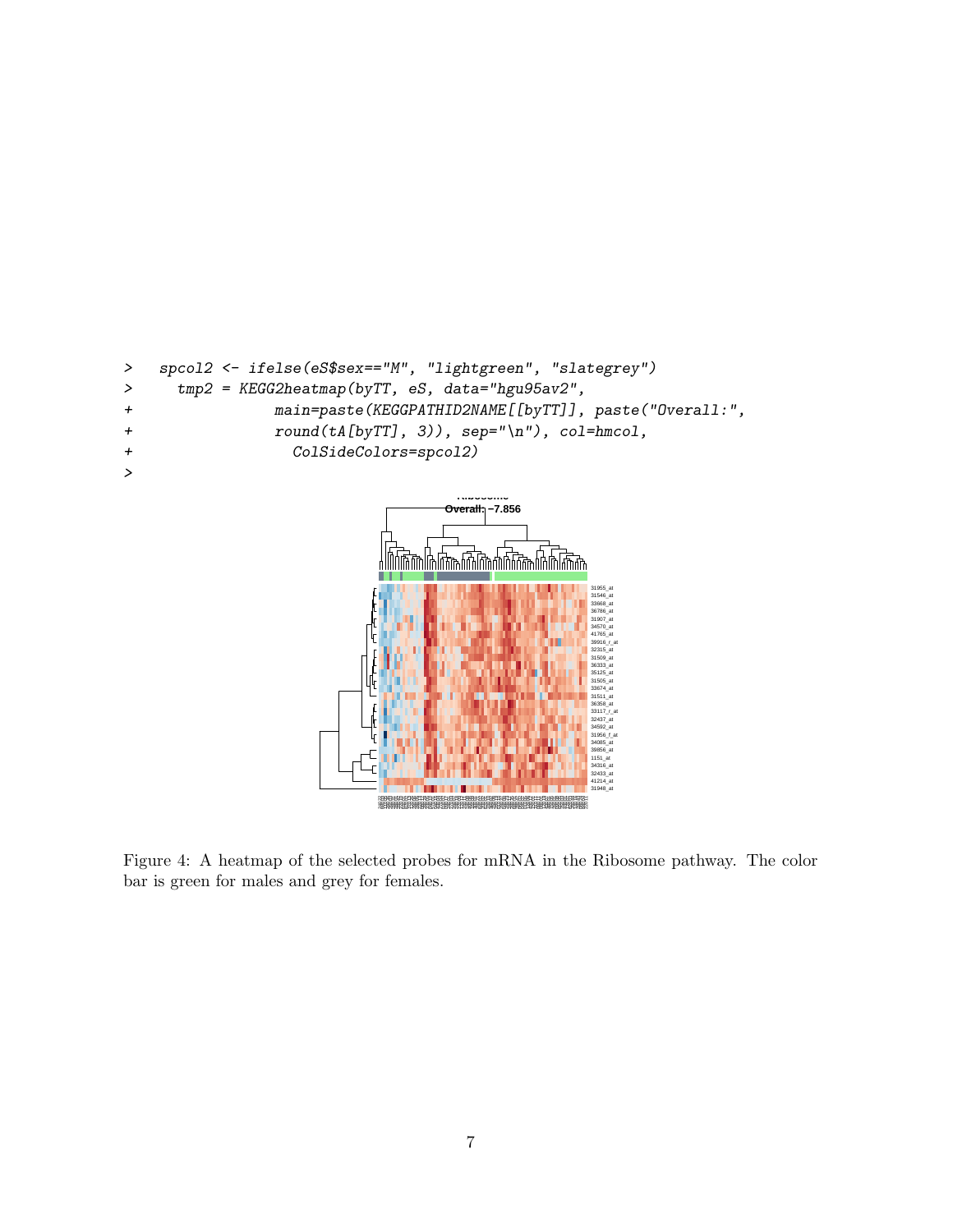```
> spcol2 <- ifelse(eS$sex=="M", "lightgreen", "slategrey")
>   tmp2 = KEGG2heatmap(byTT, eS, data="hgu95av2",
+              main=paste(KEGGPATHID2NAME[[byTT]], paste("Overall:",
+              round(tA[byTT], 3)), sep="\n"), col=hmcol,
+                ColSideColors=spcol2)
>
```

Figure 4: A heatmap of the selected probes for mRNA in the Ribosome pathway. The color bar is green for males and grey for females.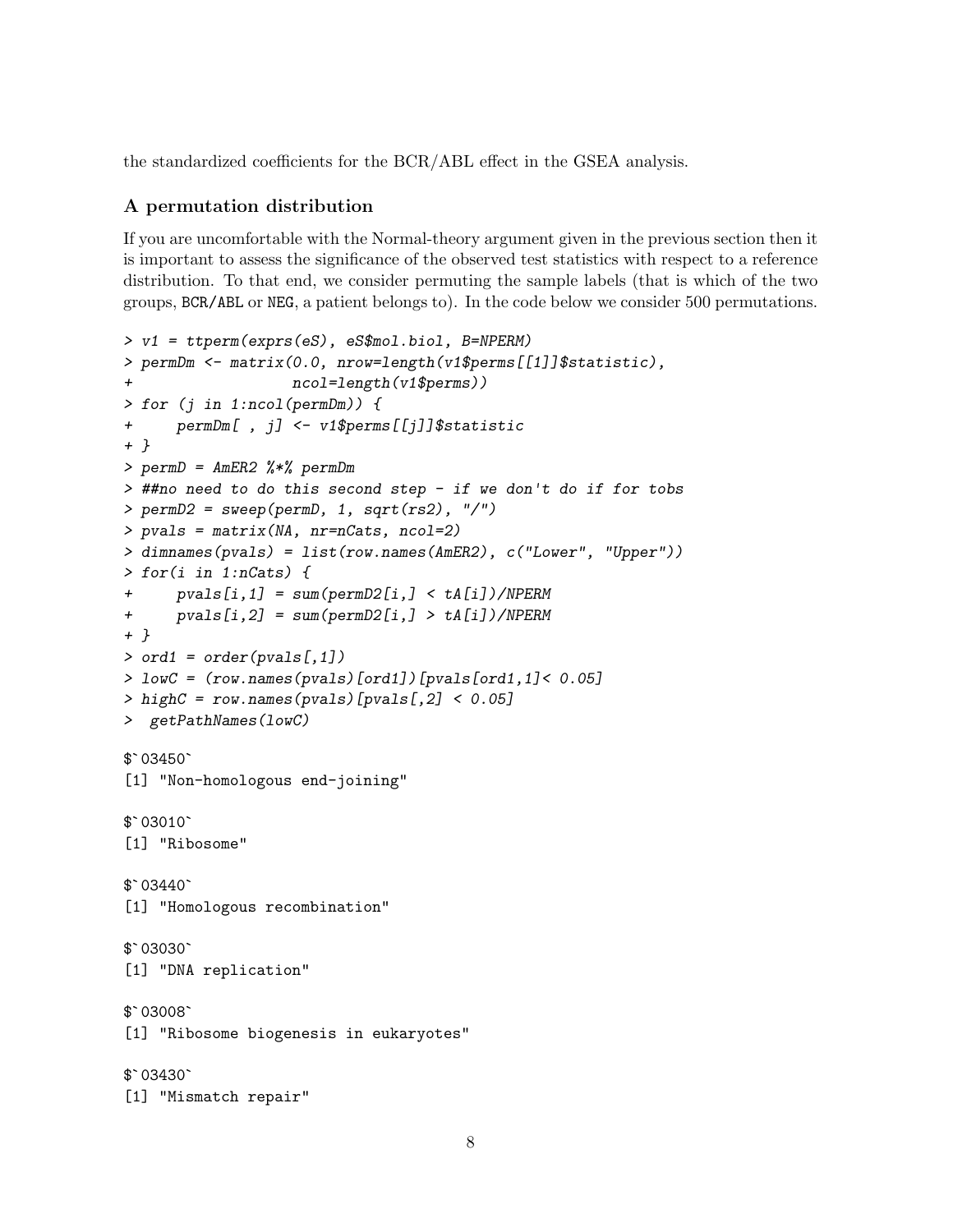the standardized coefficients for the BCR/ABL effect in the GSEA analysis.

### A permutation distribution

If you are uncomfortable with the Normal-theory argument given in the previous section then it is important to assess the significance of the observed test statistics with respect to a reference distribution. To that end, we consider permuting the sample labels (that is which of the two groups, BCR/ABL or NEG, a patient belongs to). In the code below we consider 500 permutations.

```
> v1 = ttperm(exprs(eS), eS$mol.biol, B=NPERM)
> permDm <- matrix(0.0, nrow=length(v1$perms[[1]]$statistic),
+                  ncol=length(v1$perms))
> for (j in 1:ncol(permDm)) {
+     permDm[ , j] <- v1$perms[[j]]$statistic
+ }
> permD = AmER2 %*% permDm
> ##no need to do this second step - if we don't do if for tobs
> permD2 = sweep(permD, 1, sqrt(rs2), "/")
> pvals = matrix(NA, nr=nCats, ncol=2)
> dimnames(pvals) = list(row.names(AmER2), c("Lower", "Upper"))
> for(i in 1:nCats) {
+     pvals[i,1] = sum(permD2[i,] < tA[i])/NPERM
+     pvals[i,2] = sum(permD2[i,] > tA[i])/NPERM
+ }
> ord1 = order(pvals[,1])
> lowC = (row.names(pvals)[ord1])[pvals[ord1,1]< 0.05]
> highC = row.names(pvals)[pvals[,2] < 0.05]
>  getPathNames(lowC)

$`03450`
[1] "Non-homologous end-joining"

$`03010`
[1] "Ribosome"

$`03440`
[1] "Homologous recombination"

$`03030`
[1] "DNA replication"

$`03008`
[1] "Ribosome biogenesis in eukaryotes"

$`03430`
[1] "Mismatch repair"
```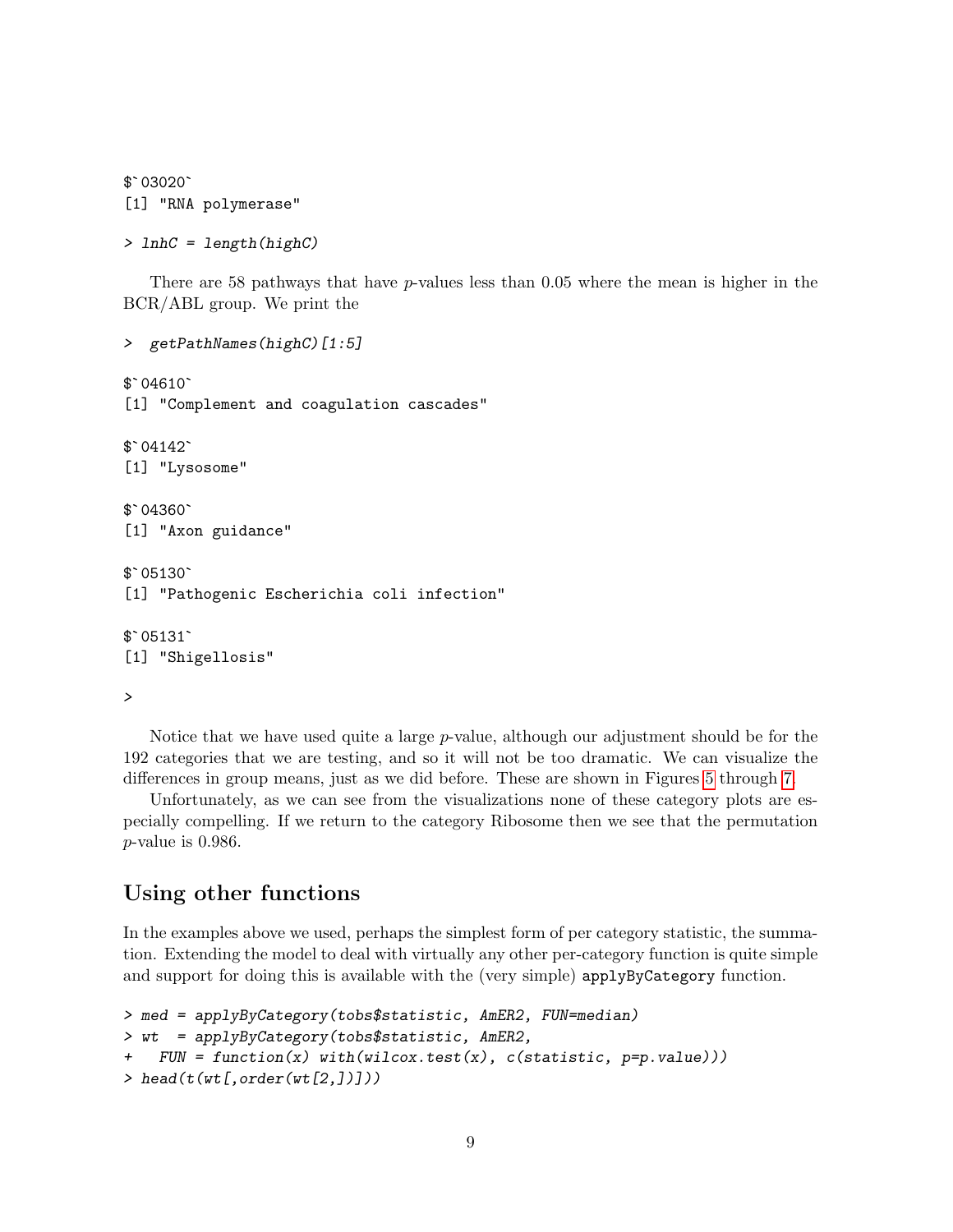```
$`03020`
[1] "RNA polymerase"

> lnhC = length(highC)
```

There are 58 pathways that have $p$-values less than 0.05 where the mean is higher in the BCR/ABL group. We print the

```
>  getPathNames(highC)[1:5]

$`04610`
[1] "Complement and coagulation cascades"

$`04142`
[1] "Lysosome"

$`04360`
[1] "Axon guidance"

$`05130`
[1] "Pathogenic Escherichia coli infection"

$`05131`
[1] "Shigellosis"

>
```

Notice that we have used quite a large $p$-value, although our adjustment should be for the 192 categories that we are testing, and so it will not be too dramatic. We can visualize the differences in group means, just as we did before. These are shown in Figures 5 through 7.

Unfortunately, as we can see from the visualizations none of these category plots are especially compelling. If we return to the category Ribosome then we see that the permutation $p$-value is 0.986.

## Using other functions

In the examples above we used, perhaps the simplest form of per category statistic, the summation. Extending the model to deal with virtually any other per-category function is quite simple and support for doing this is available with the (very simple) `applyByCategory` function.

```
> med = applyByCategory(tobs$statistic, AmER2, FUN=median)
> wt  = applyByCategory(tobs$statistic, AmER2,
+   FUN = function(x) with(wilcox.test(x), c(statistic, p=p.value)))
> head(t(wt[,order(wt[2,])]))
```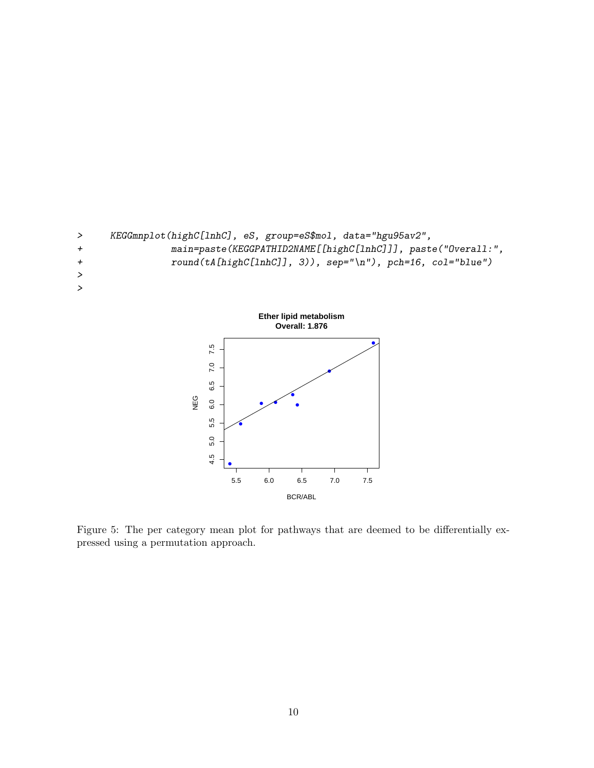```
>     KEGGmnplot(highC[lnhC], eS, group=eS$mol, data="hgu95av2",
+                main=paste(KEGGPATHID2NAME[[highC[lnhC]]], paste("Overall:",
+                round(tA[highC[lnhC]], 3)), sep="\n"), pch=16, col="blue")
>
>
```

Figure 5: The per category mean plot for pathways that are deemed to be differentially expressed using a permutation approach.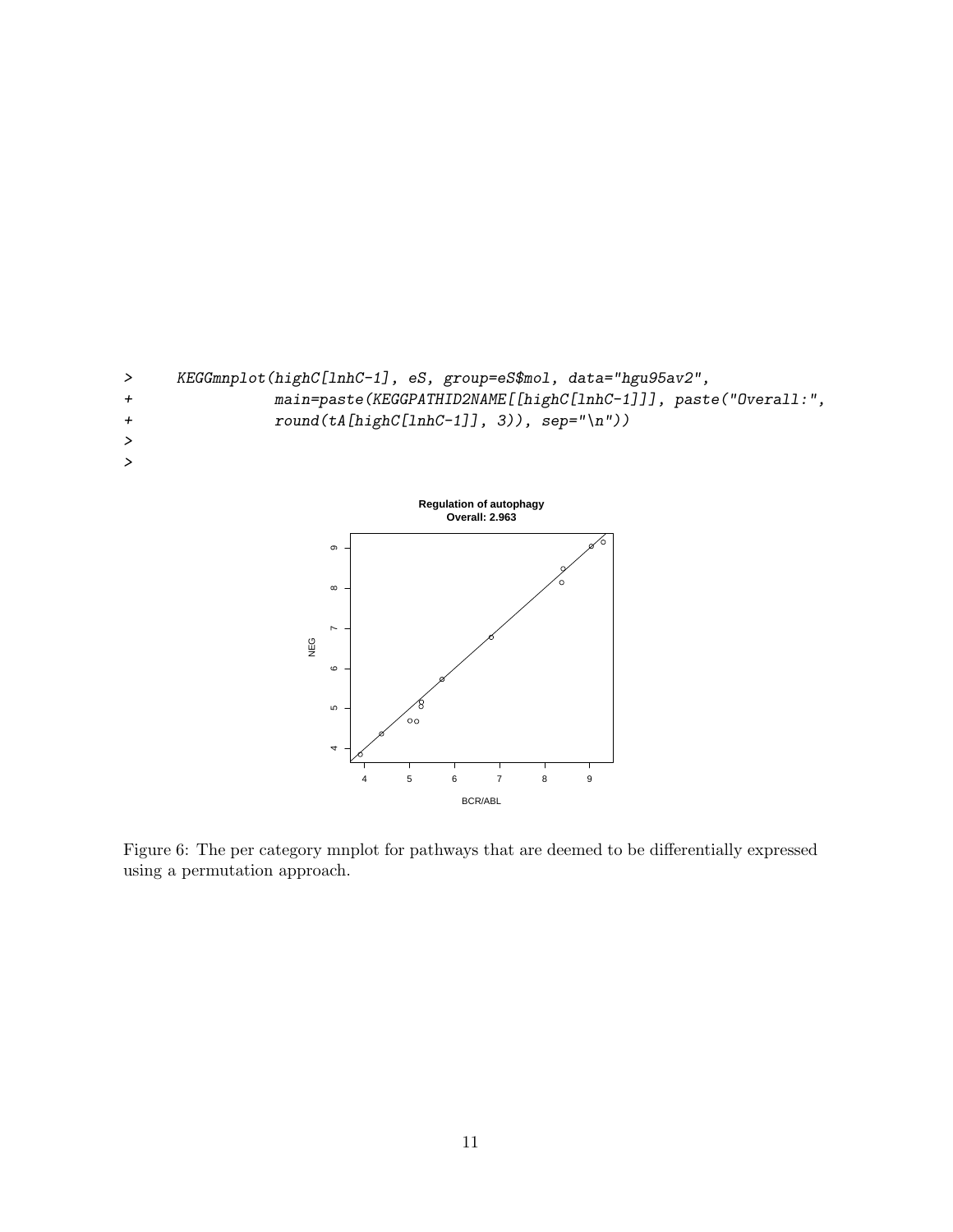```
>      KEGGmnplot(highC[lnhC-1], eS, group=eS$mol, data="hgu95av2",
+                main=paste(KEGGPATHID2NAME[[highC[lnhC-1]]], paste("Overall:",
+                round(tA[highC[lnhC-1]], 3)), sep="\n"))
>
>
```

Figure 6: The per category mnplot for pathways that are deemed to be differentially expressed using a permutation approach.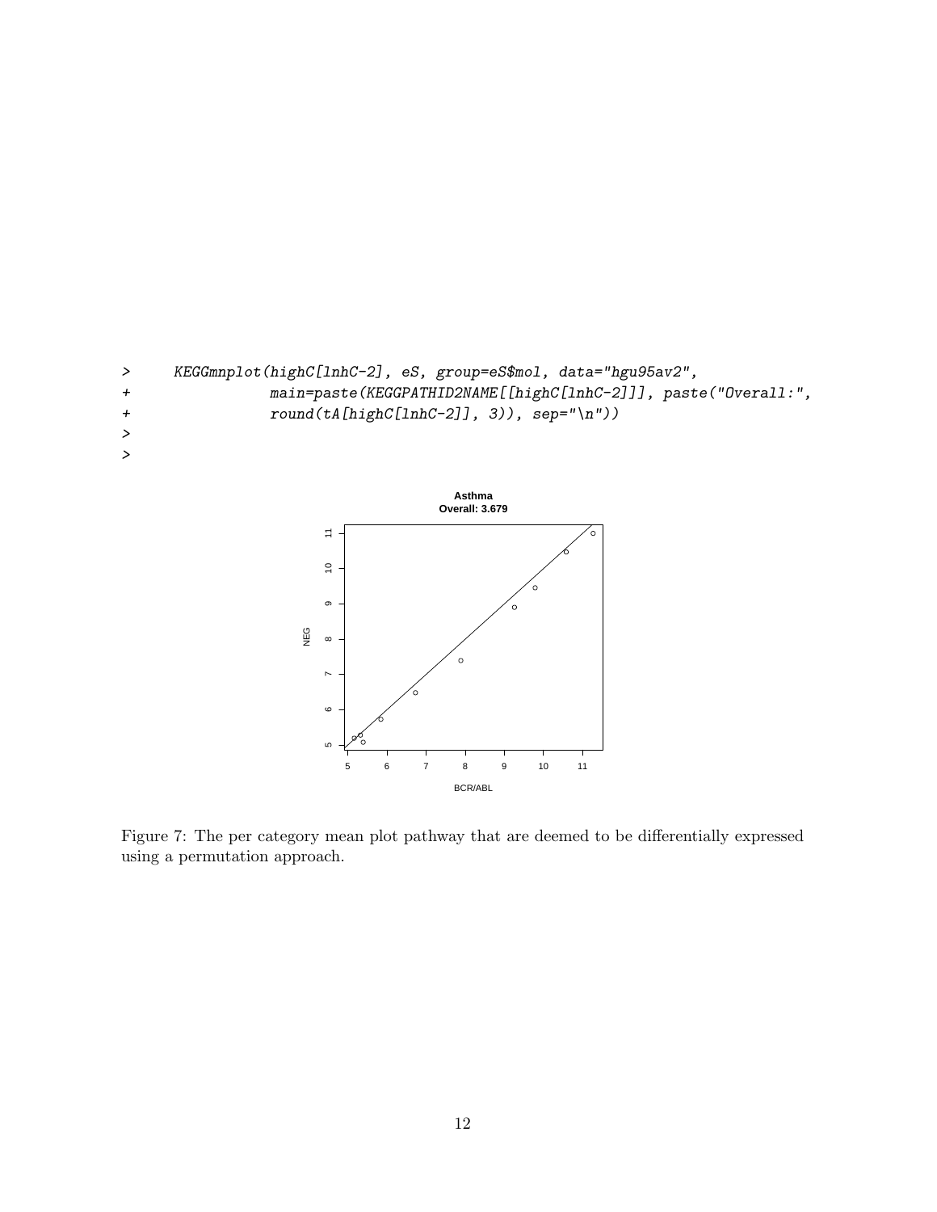```
>       KEGGmnplot(highC[lnhC-2], eS, group=eS$mol, data="hgu95av2",
+                main=paste(KEGGPATHID2NAME[[highC[lnhC-2]]], paste("Overall:",
+                round(tA[highC[lnhC-2]], 3)), sep="\n"))
>
>
```

Figure 7: The per category mean plot pathway that are deemed to be differentially expressed using a permutation approach.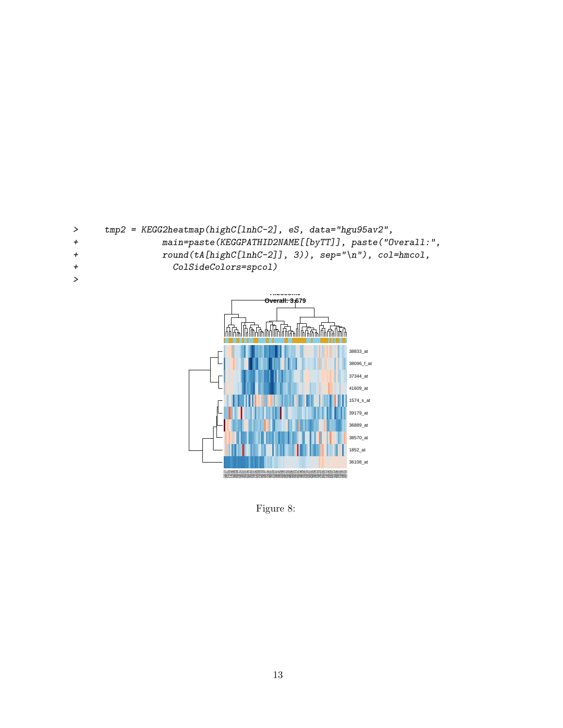```
>     tmp2 = KEGG2heatmap(highC[lnhC-2], eS, data="hgu95av2",
+               main=paste(KEGGPATHID2NAME[[byTT]], paste("Overall:",
+               round(tA[highC[lnhC-2]], 3)), sep="\n"), col=hmcol,
+                 ColSideColors=spcol)
>
```

Figure 8: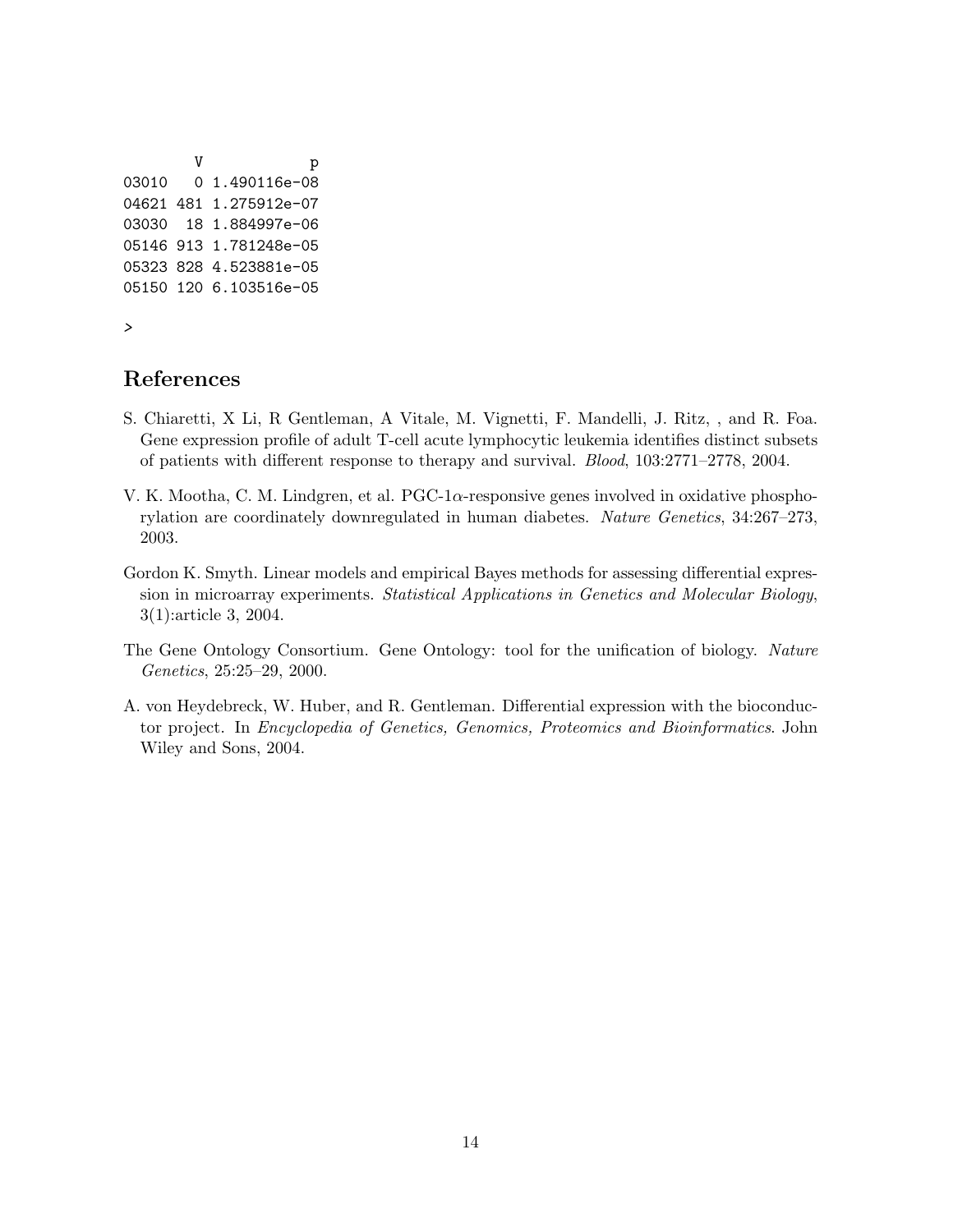```
        V            p
03010   0 1.490116e-08
04621 481 1.275912e-07
03030  18 1.884997e-06
05146 913 1.781248e-05
05323 828 4.523881e-05
05150 120 6.103516e-05

>
```

## References

S. Chiaretti, X Li, R Gentleman, A Vitale, M. Vignetti, F. Mandelli, J. Ritz, , and R. Foa. Gene expression profile of adult T-cell acute lymphocytic leukemia identifies distinct subsets of patients with different response to therapy and survival. *Blood*, 103:2771–2778, 2004.

V. K. Mootha, C. M. Lindgren, et al. PGC-1$\alpha$-responsive genes involved in oxidative phosphorylation are coordinately downregulated in human diabetes. *Nature Genetics*, 34:267–273, 2003.

Gordon K. Smyth. Linear models and empirical Bayes methods for assessing differential expression in microarray experiments. *Statistical Applications in Genetics and Molecular Biology*, 3(1):article 3, 2004.

The Gene Ontology Consortium. Gene Ontology: tool for the unification of biology. *Nature Genetics*, 25:25–29, 2000.

A. von Heydebreck, W. Huber, and R. Gentleman. Differential expression with the bioconductor project. In *Encyclopedia of Genetics, Genomics, Proteomics and Bioinformatics*. John Wiley and Sons, 2004.